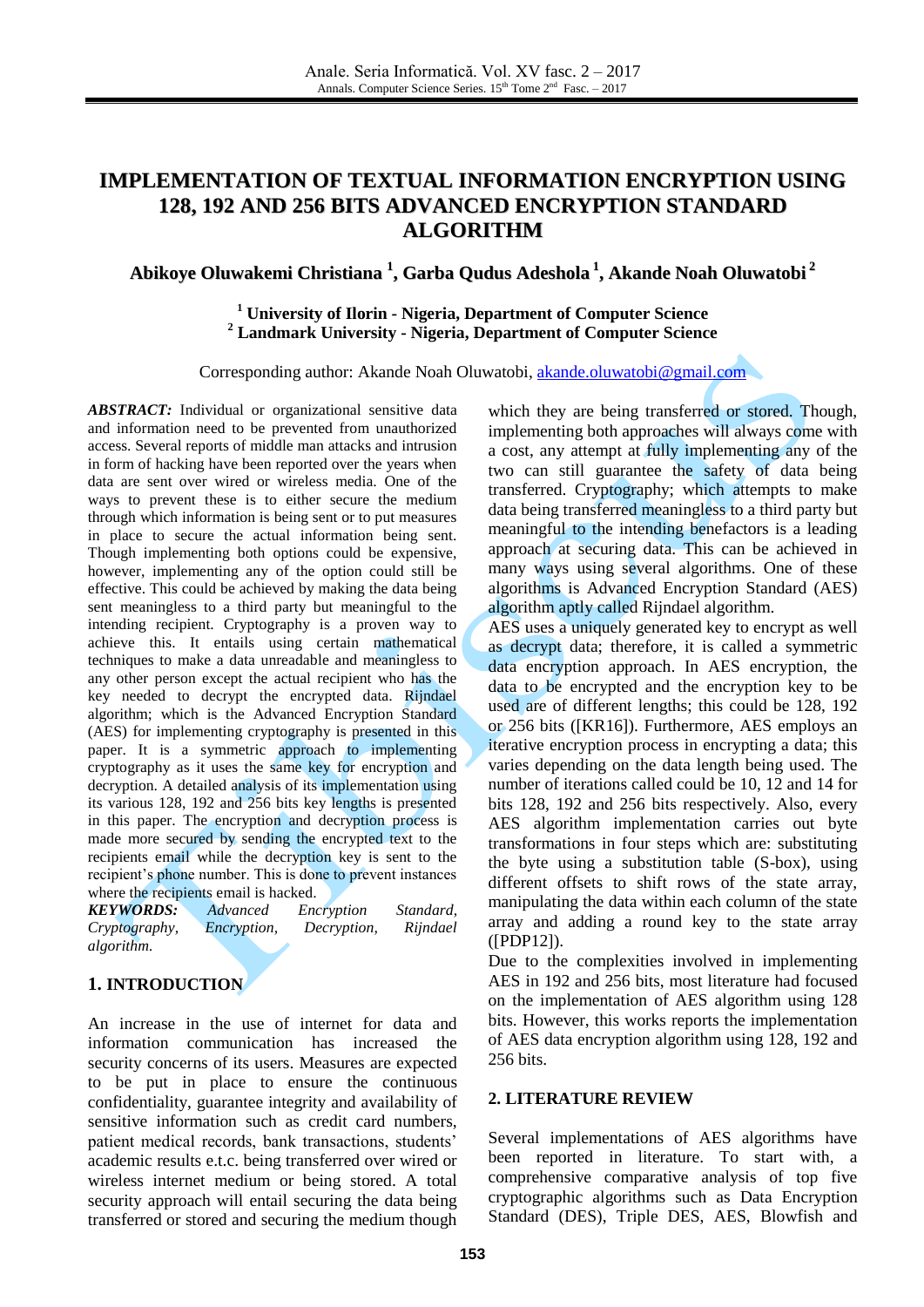# IMPLEMENTATION OF TEXTUAL INFORMATION ENCRYPTION USING 128, 192 AND 256 BITS ADVANCED ENCRYPTION STANDARD ALGORITHM

**Abikoye Oluwakemi Christiana [1], Garba Qudus Adeshola [1], Akande Noah Oluwatobi [2]**

**[1] University of Ilorin - Nigeria, Department of Computer Science**
**[2] Landmark University - Nigeria, Department of Computer Science**

Corresponding author: Akande Noah Oluwatobi, akande.oluwatobi@gmail.com

***ABSTRACT:*** Individual or organizational sensitive data and information need to be prevented from unauthorized access. Several reports of middle man attacks and intrusion in form of hacking have been reported over the years when data are sent over wired or wireless media. One of the ways to prevent these is to either secure the medium through which information is being sent or to put measures in place to secure the actual information being sent. Though implementing both options could be expensive, however, implementing any of the option could still be effective. This could be achieved by making the data being sent meaningless to a third party but meaningful to the intending recipient. Cryptography is a proven way to achieve this. It entails using certain mathematical techniques to make a data unreadable and meaningless to any other person except the actual recipient who has the key needed to decrypt the encrypted data. Rijndael algorithm; which is the Advanced Encryption Standard (AES) for implementing cryptography is presented in this paper. It is a symmetric approach to implementing cryptography as it uses the same key for encryption and decryption. A detailed analysis of its implementation using its various 128, 192 and 256 bits key lengths is presented in this paper. The encryption and decryption process is made more secured by sending the encrypted text to the recipients email while the decryption key is sent to the recipient's phone number. This is done to prevent instances where the recipients email is hacked.

***KEYWORDS:*** *Advanced Encryption Standard, Cryptography, Encryption, Decryption, Rijndael algorithm.*

## 1. INTRODUCTION

An increase in the use of internet for data and information communication has increased the security concerns of its users. Measures are expected to be put in place to ensure the continuous confidentiality, guarantee integrity and availability of sensitive information such as credit card numbers, patient medical records, bank transactions, students' academic results e.t.c. being transferred over wired or wireless internet medium or being stored. A total security approach will entail securing the data being transferred or stored and securing the medium though which they are being transferred or stored. Though, implementing both approaches will always come with a cost, any attempt at fully implementing any of the two can still guarantee the safety of data being transferred. Cryptography; which attempts to make data being transferred meaningless to a third party but meaningful to the intending benefactors is a leading approach at securing data. This can be achieved in many ways using several algorithms. One of these algorithms is Advanced Encryption Standard (AES) algorithm aptly called Rijndael algorithm.

AES uses a uniquely generated key to encrypt as well as decrypt data; therefore, it is called a symmetric data encryption approach. In AES encryption, the data to be encrypted and the encryption key to be used are of different lengths; this could be 128, 192 or 256 bits ([KR16]). Furthermore, AES employs an iterative encryption process in encrypting a data; this varies depending on the data length being used. The number of iterations called could be 10, 12 and 14 for bits 128, 192 and 256 bits respectively. Also, every AES algorithm implementation carries out byte transformations in four steps which are: substituting the byte using a substitution table (S-box), using different offsets to shift rows of the state array, manipulating the data within each column of the state array and adding a round key to the state array ([PDP12]).

Due to the complexities involved in implementing AES in 192 and 256 bits, most literature had focused on the implementation of AES algorithm using 128 bits. However, this works reports the implementation of AES data encryption algorithm using 128, 192 and 256 bits.

## 2. LITERATURE REVIEW

Several implementations of AES algorithms have been reported in literature. To start with, a comprehensive comparative analysis of top five cryptographic algorithms such as Data Encryption Standard (DES), Triple DES, AES, Blowfish and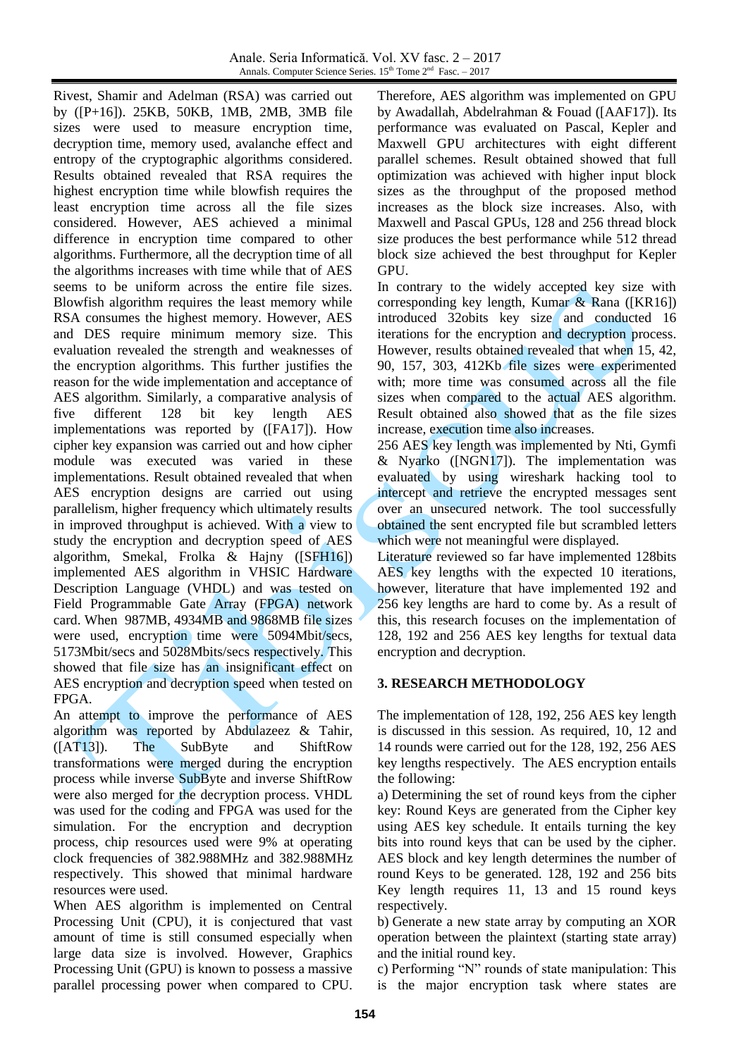Rivest, Shamir and Adelman (RSA) was carried out by ([P+16]). 25KB, 50KB, 1MB, 2MB, 3MB file sizes were used to measure encryption time, decryption time, memory used, avalanche effect and entropy of the cryptographic algorithms considered. Results obtained revealed that RSA requires the highest encryption time while blowfish requires the least encryption time across all the file sizes considered. However, AES achieved a minimal difference in encryption time compared to other algorithms. Furthermore, all the decryption time of all the algorithms increases with time while that of AES seems to be uniform across the entire file sizes. Blowfish algorithm requires the least memory while RSA consumes the highest memory. However, AES and DES require minimum memory size. This evaluation revealed the strength and weaknesses of the encryption algorithms. This further justifies the reason for the wide implementation and acceptance of AES algorithm. Similarly, a comparative analysis of five different 128 bit key length AES implementations was reported by ([FA17]). How cipher key expansion was carried out and how cipher module was executed was varied in these implementations. Result obtained revealed that when AES encryption designs are carried out using parallelism, higher frequency which ultimately results in improved throughput is achieved. With a view to study the encryption and decryption speed of AES algorithm, Smekal, Frolka & Hajny ([SFH16]) implemented AES algorithm in VHSIC Hardware Description Language (VHDL) and was tested on Field Programmable Gate Array (FPGA) network card. When 987MB, 4934MB and 9868MB file sizes were used, encryption time were 5094Mbit/secs, 5173Mbit/secs and 5028Mbits/secs respectively. This showed that file size has an insignificant effect on AES encryption and decryption speed when tested on FPGA.

An attempt to improve the performance of AES algorithm was reported by Abdulazeez & Tahir, ([AT13]). The SubByte and ShiftRow transformations were merged during the encryption process while inverse SubByte and inverse ShiftRow were also merged for the decryption process. VHDL was used for the coding and FPGA was used for the simulation. For the encryption and decryption process, chip resources used were 9% at operating clock frequencies of 382.988MHz and 382.988MHz respectively. This showed that minimal hardware resources were used.

When AES algorithm is implemented on Central Processing Unit (CPU), it is conjectured that vast amount of time is still consumed especially when large data size is involved. However, Graphics Processing Unit (GPU) is known to possess a massive parallel processing power when compared to CPU. Therefore, AES algorithm was implemented on GPU by Awadallah, Abdelrahman & Fouad ([AAF17]). Its performance was evaluated on Pascal, Kepler and Maxwell GPU architectures with eight different parallel schemes. Result obtained showed that full optimization was achieved with higher input block sizes as the throughput of the proposed method increases as the block size increases. Also, with Maxwell and Pascal GPUs, 128 and 256 thread block size produces the best performance while 512 thread block size achieved the best throughput for Kepler GPU.

In contrary to the widely accepted key size with corresponding key length, Kumar & Rana ([KR16]) introduced 32obits key size and conducted 16 iterations for the encryption and decryption process. However, results obtained revealed that when 15, 42, 90, 157, 303, 412Kb file sizes were experimented with; more time was consumed across all the file sizes when compared to the actual AES algorithm. Result obtained also showed that as the file sizes increase, execution time also increases.

256 AES key length was implemented by Nti, Gymfi & Nyarko ([NGN17]). The implementation was evaluated by using wireshark hacking tool to intercept and retrieve the encrypted messages sent over an unsecured network. The tool successfully obtained the sent encrypted file but scrambled letters which were not meaningful were displayed.

Literature reviewed so far have implemented 128bits AES key lengths with the expected 10 iterations, however, literature that have implemented 192 and 256 key lengths are hard to come by. As a result of this, this research focuses on the implementation of 128, 192 and 256 AES key lengths for textual data encryption and decryption.

## 3. RESEARCH METHODOLOGY

The implementation of 128, 192, 256 AES key length is discussed in this session. As required, 10, 12 and 14 rounds were carried out for the 128, 192, 256 AES key lengths respectively. The AES encryption entails the following:

a) Determining the set of round keys from the cipher key: Round Keys are generated from the Cipher key using AES key schedule. It entails turning the key bits into round keys that can be used by the cipher. AES block and key length determines the number of round Keys to be generated. 128, 192 and 256 bits Key length requires 11, 13 and 15 round keys respectively.

b) Generate a new state array by computing an XOR operation between the plaintext (starting state array) and the initial round key.

c) Performing "N" rounds of state manipulation: This is the major encryption task where states are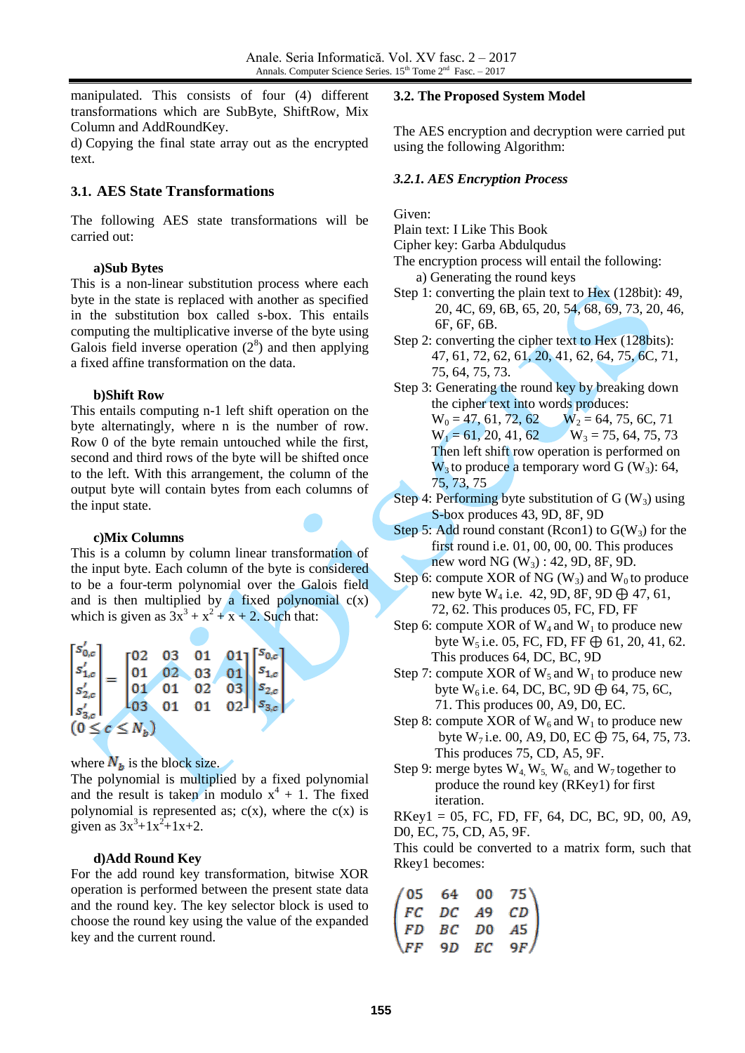manipulated. This consists of four (4) different transformations which are SubByte, ShiftRow, Mix Column and AddRoundKey.

d) Copying the final state array out as the encrypted text.

## 3.1. AES State Transformations

The following AES state transformations will be carried out:

**a)Sub Bytes**

This is a non-linear substitution process where each byte in the state is replaced with another as specified in the substitution box called s-box. This entails computing the multiplicative inverse of the byte using Galois field inverse operation ($2^8$) and then applying a fixed affine transformation on the data.

**b)Shift Row**

This entails computing n-1 left shift operation on the byte alternatingly, where n is the number of row. Row 0 of the byte remain untouched while the first, second and third rows of the byte will be shifted once to the left. With this arrangement, the column of the output byte will contain bytes from each columns of the input state.

**c)Mix Columns**

This is a column by column linear transformation of the input byte. Each column of the byte is considered to be a four-term polynomial over the Galois field and is then multiplied by a fixed polynomial c(x) which is given as $3x^3 + x^2 + x + 2$. Such that:

$$\begin{bmatrix} s'_{0,c} \\ s'_{1,c} \\ s'_{2,c} \\ s'_{3,c} \end{bmatrix} = \begin{bmatrix} 02 & 03 & 01 & 01 \\ 01 & 02 & 03 & 01 \\ 01 & 01 & 02 & 03 \\ 03 & 01 & 01 & 02 \end{bmatrix} \begin{bmatrix} s_{0,c} \\ s_{1,c} \\ s_{2,c} \\ s_{3,c} \end{bmatrix}$$

$$(0 \le c \le N_b)$$

where $N_b$ is the block size.

The polynomial is multiplied by a fixed polynomial and the result is taken in modulo $x^4 + 1$. The fixed polynomial is represented as; c(x), where the c(x) is given as $3x^3+1x^2+1x+2$.

**d)Add Round Key**

For the add round key transformation, bitwise XOR operation is performed between the present state data and the round key. The key selector block is used to choose the round key using the value of the expanded key and the current round.

## 3.2. The Proposed System Model

The AES encryption and decryption were carried put using the following Algorithm:

### *3.2.1. AES Encryption Process*

Given:

Plain text: I Like This Book

Cipher key: Garba Abdulqudus

The encryption process will entail the following:

a) Generating the round keys

Step 1: converting the plain text to Hex (128bit): 49, 20, 4C, 69, 6B, 65, 20, 54, 68, 69, 73, 20, 46, 6F, 6F, 6B.

Step 2: converting the cipher text to Hex (128bits): 47, 61, 72, 62, 61, 20, 41, 62, 64, 75, 6C, 71, 75, 64, 75, 73.

Step 3: Generating the round key by breaking down the cipher text into words produces:
$W_0$ = 47, 61, 72, 62 $W_2$ = 64, 75, 6C, 71
$W_1$ = 61, 20, 41, 62 $W_3$ = 75, 64, 75, 73
Then left shift row operation is performed on $W_3$ to produce a temporary word G ($W_3$): 64, 75, 73, 75

Step 4: Performing byte substitution of G ($W_3$) using S-box produces 43, 9D, 8F, 9D

Step 5: Add round constant (Rcon1) to G($W_3$) for the first round i.e. 01, 00, 00, 00. This produces new word NG ($W_3$) : 42, 9D, 8F, 9D.

Step 6: compute XOR of NG ($W_3$) and $W_0$ to produce new byte $W_4$ i.e. 42, 9D, 8F, 9D ⊕ 47, 61, 72, 62. This produces 05, FC, FD, FF

Step 6: compute XOR of $W_4$ and $W_1$ to produce new byte $W_5$ i.e. 05, FC, FD, FF ⊕ 61, 20, 41, 62. This produces 64, DC, BC, 9D

Step 7: compute XOR of $W_5$ and $W_1$ to produce new byte $W_6$ i.e. 64, DC, BC, 9D ⊕ 64, 75, 6C, 71. This produces 00, A9, D0, EC.

Step 8: compute XOR of $W_6$ and $W_1$ to produce new byte $W_7$ i.e. 00, A9, D0, EC ⊕ 75, 64, 75, 73. This produces 75, CD, A5, 9F.

Step 9: merge bytes $W_4$, $W_5$, $W_6$, and $W_7$ together to produce the round key (RKey1) for first iteration.

RKey1 = 05, FC, FD, FF, 64, DC, BC, 9D, 00, A9, D0, EC, 75, CD, A5, 9F.

This could be converted to a matrix form, such that Rkey1 becomes:

$$\begin{pmatrix} 05 & 64 & 00 & 75 \\ FC & DC & A9 & CD \\ FD & BC & D0 & A5 \\ FF & 9D & EC & 9F \end{pmatrix}$$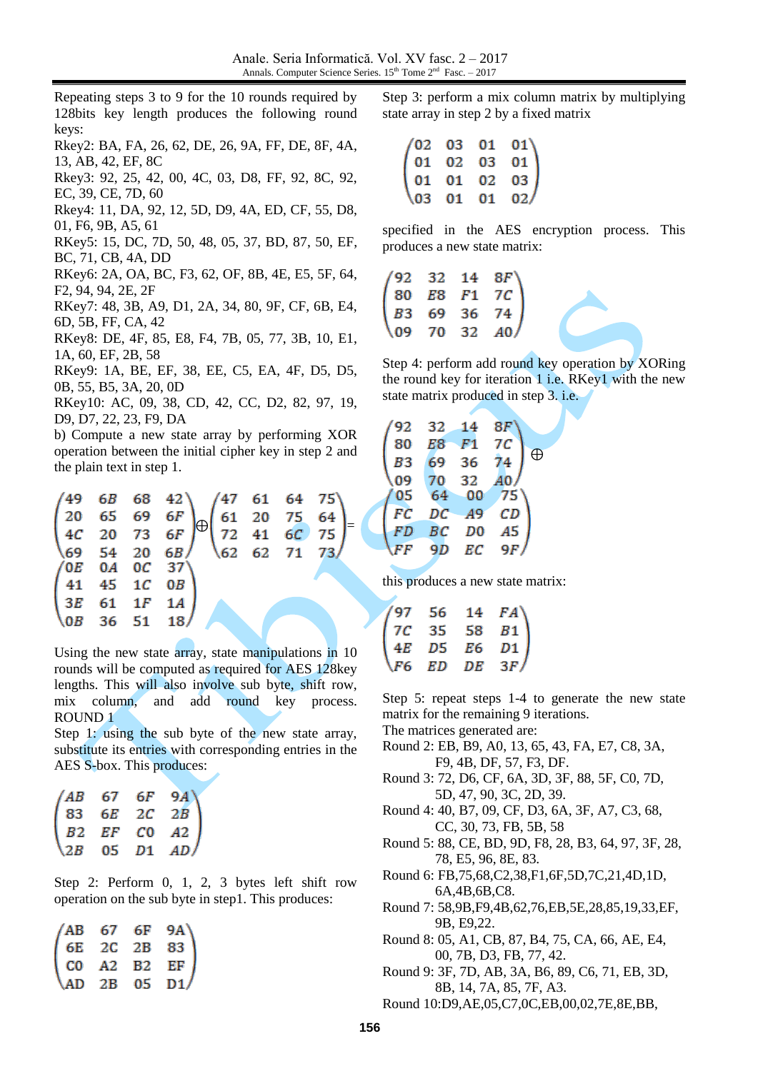Repeating steps 3 to 9 for the 10 rounds required by 128bits key length produces the following round keys:

Rkey2: BA, FA, 26, 62, DE, 26, 9A, FF, DE, 8F, 4A, 13, AB, 42, EF, 8C

Rkey3: 92, 25, 42, 00, 4C, 03, D8, FF, 92, 8C, 92, EC, 39, CE, 7D, 60

Rkey4: 11, DA, 92, 12, 5D, D9, 4A, ED, CF, 55, D8, 01, F6, 9B, A5, 61

RKey5: 15, DC, 7D, 50, 48, 05, 37, BD, 87, 50, EF, BC, 71, CB, 4A, DD

RKey6: 2A, OA, BC, F3, 62, OF, 8B, 4E, E5, 5F, 64, F2, 94, 94, 2E, 2F

RKey7: 48, 3B, A9, D1, 2A, 34, 80, 9F, CF, 6B, E4, 6D, 5B, FF, CA, 42

RKey8: DE, 4F, 85, E8, F4, 7B, 05, 77, 3B, 10, E1, 1A, 60, EF, 2B, 58

RKey9: 1A, BE, EF, 38, EE, C5, EA, 4F, D5, D5, 0B, 55, B5, 3A, 20, 0D

RKey10: AC, 09, 38, CD, 42, CC, D2, 82, 97, 19, D9, D7, 22, 23, F9, DA

b) Compute a new state array by performing XOR operation between the initial cipher key in step 2 and the plain text in step 1.

$$\begin{pmatrix} 49 & 6B & 68 & 42 \\ 20 & 65 & 69 & 6F \\ 4C & 20 & 73 & 6F \\ 69 & 54 & 20 & 6B \end{pmatrix} \oplus \begin{pmatrix} 47 & 61 & 64 & 75 \\ 61 & 20 & 75 & 64 \\ 72 & 41 & 6C & 75 \\ 62 & 62 & 71 & 73 \end{pmatrix} = \begin{pmatrix} 0E & 0A & 0C & 37 \\ 41 & 45 & 1C & 0B \\ 3E & 61 & 1F & 1A \\ 0B & 36 & 51 & 18 \end{pmatrix}$$

Using the new state array, state manipulations in 10 rounds will be computed as required for AES 128key lengths. This will also involve sub byte, shift row, mix column, and add round key process.

ROUND 1

Step 1: using the sub byte of the new state array, substitute its entries with corresponding entries in the AES S-box. This produces:

$$\begin{pmatrix} AB & 67 & 6F & 9A \\ 83 & 6E & 2C & 2B \\ B2 & EF & C0 & A2 \\ 2B & 05 & D1 & AD \end{pmatrix}$$

Step 2: Perform 0, 1, 2, 3 bytes left shift row operation on the sub byte in step1. This produces:

$$\begin{pmatrix} AB & 67 & 6F & 9A \\ 6E & 2C & 2B & 83 \\ C0 & A2 & B2 & EF \\ AD & 2B & 05 & D1 \end{pmatrix}$$

Step 3: perform a mix column matrix by multiplying state array in step 2 by a fixed matrix

$$\begin{pmatrix} 02 & 03 & 01 & 01 \\ 01 & 02 & 03 & 01 \\ 01 & 01 & 02 & 03 \\ 03 & 01 & 01 & 02 \end{pmatrix}$$

specified in the AES encryption process. This produces a new state matrix:

$$\begin{pmatrix} 92 & 32 & 14 & 8F \\ 80 & E8 & F1 & 7C \\ B3 & 69 & 36 & 74 \\ 09 & 70 & 32 & A0 \end{pmatrix}$$

Step 4: perform add round key operation by XORing the round key for iteration 1 i.e. RKey1 with the new state matrix produced in step 3. i.e.

$$\begin{pmatrix} 92 & 32 & 14 & 8F \\ 80 & E8 & F1 & 7C \\ B3 & 69 & 36 & 74 \\ 09 & 70 & 32 & A0 \end{pmatrix} \oplus \begin{pmatrix} 05 & 64 & 00 & 75 \\ FC & DC & A9 & CD \\ FD & BC & D0 & A5 \\ FF & 9D & EC & 9F \end{pmatrix}$$

this produces a new state matrix:

$$\begin{pmatrix} 97 & 56 & 14 & FA \\ 7C & 35 & 58 & B1 \\ 4E & D5 & E6 & D1 \\ F6 & ED & DE & 3F \end{pmatrix}$$

Step 5: repeat steps 1-4 to generate the new state matrix for the remaining 9 iterations.

The matrices generated are:

Round 2: EB, B9, A0, 13, 65, 43, FA, E7, C8, 3A, F9, 4B, DF, 57, F3, DF.

Round 3: 72, D6, CF, 6A, 3D, 3F, 88, 5F, C0, 7D, 5D, 47, 90, 3C, 2D, 39.

Round 4: 40, B7, 09, CF, D3, 6A, 3F, A7, C3, 68, CC, 30, 73, FB, 5B, 58

Round 5: 88, CE, BD, 9D, F8, 28, B3, 64, 97, 3F, 28, 78, E5, 96, 8E, 83.

Round 6: FB,75,68,C2,38,F1,6F,5D,7C,21,4D,1D, 6A,4B,6B,C8.

Round 7: 58,9B,F9,4B,62,76,EB,5E,28,85,19,33,EF, 9B, E9,22.

Round 8: 05, A1, CB, 87, B4, 75, CA, 66, AE, E4, 00, 7B, D3, FB, 77, 42.

Round 9: 3F, 7D, AB, 3A, B6, 89, C6, 71, EB, 3D, 8B, 14, 7A, 85, 7F, A3.

Round 10:D9,AE,05,C7,0C,EB,00,02,7E,8E,BB,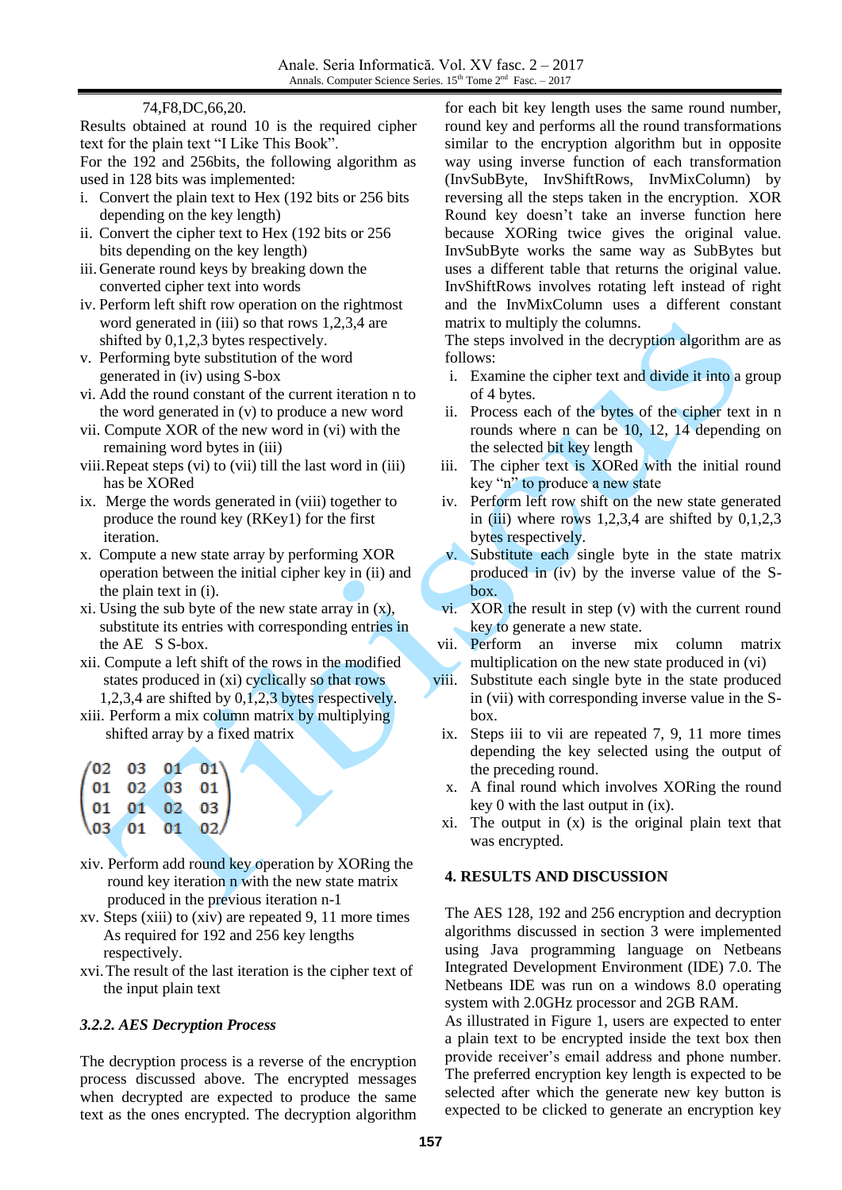74,F8,DC,66,20.

Results obtained at round 10 is the required cipher text for the plain text "I Like This Book".

For the 192 and 256bits, the following algorithm as used in 128 bits was implemented:

i. Convert the plain text to Hex (192 bits or 256 bits depending on the key length)
ii. Convert the cipher text to Hex (192 bits or 256 bits depending on the key length)
iii. Generate round keys by breaking down the converted cipher text into words
iv. Perform left shift row operation on the rightmost word generated in (iii) so that rows 1,2,3,4 are shifted by 0,1,2,3 bytes respectively.
v. Performing byte substitution of the word generated in (iv) using S-box
vi. Add the round constant of the current iteration n to the word generated in (v) to produce a new word
vii. Compute XOR of the new word in (vi) with the remaining word bytes in (iii)
viii. Repeat steps (vi) to (vii) till the last word in (iii) has be XORed
ix. Merge the words generated in (viii) together to produce the round key (RKey1) for the first iteration.
x. Compute a new state array by performing XOR operation between the initial cipher key in (ii) and the plain text in (i).
xi. Using the sub byte of the new state array in (x), substitute its entries with corresponding entries in the AE S S-box.
xii. Compute a left shift of the rows in the modified states produced in (xi) cyclically so that rows 1,2,3,4 are shifted by 0,1,2,3 bytes respectively.
xiii. Perform a mix column matrix by multiplying shifted array by a fixed matrix

$$\begin{pmatrix} 02 & 03 & 01 & 01 \\ 01 & 02 & 03 & 01 \\ 01 & 01 & 02 & 03 \\ 03 & 01 & 01 & 02 \end{pmatrix}$$

xiv. Perform add round key operation by XORing the round key iteration n with the new state matrix produced in the previous iteration n-1
xv. Steps (xiii) to (xiv) are repeated 9, 11 more times As required for 192 and 256 key lengths respectively.
xvi. The result of the last iteration is the cipher text of the input plain text

### *3.2.2. AES Decryption Process*

The decryption process is a reverse of the encryption process discussed above. The encrypted messages when decrypted are expected to produce the same text as the ones encrypted. The decryption algorithm for each bit key length uses the same round number, round key and performs all the round transformations similar to the encryption algorithm but in opposite way using inverse function of each transformation (InvSubByte, InvShiftRows, InvMixColumn) by reversing all the steps taken in the encryption. XOR Round key doesn't take an inverse function here because XORing twice gives the original value. InvSubByte works the same way as SubBytes but uses a different table that returns the original value. InvShiftRows involves rotating left instead of right and the InvMixColumn uses a different constant matrix to multiply the columns.

The steps involved in the decryption algorithm are as follows:

i. Examine the cipher text and divide it into a group of 4 bytes.
ii. Process each of the bytes of the cipher text in n rounds where n can be 10, 12, 14 depending on the selected bit key length
iii. The cipher text is XORed with the initial round key "n" to produce a new state
iv. Perform left row shift on the new state generated in (iii) where rows 1,2,3,4 are shifted by 0,1,2,3 bytes respectively.
v. Substitute each single byte in the state matrix produced in (iv) by the inverse value of the S-box.
vi. XOR the result in step (v) with the current round key to generate a new state.
vii. Perform an inverse mix column matrix multiplication on the new state produced in (vi)
viii. Substitute each single byte in the state produced in (vii) with corresponding inverse value in the S-box.
ix. Steps iii to vii are repeated 7, 9, 11 more times depending the key selected using the output of the preceding round.
x. A final round which involves XORing the round key 0 with the last output in (ix).
xi. The output in (x) is the original plain text that was encrypted.

## 4. RESULTS AND DISCUSSION

The AES 128, 192 and 256 encryption and decryption algorithms discussed in section 3 were implemented using Java programming language on Netbeans Integrated Development Environment (IDE) 7.0. The Netbeans IDE was run on a windows 8.0 operating system with 2.0GHz processor and 2GB RAM.

As illustrated in Figure 1, users are expected to enter a plain text to be encrypted inside the text box then provide receiver's email address and phone number. The preferred encryption key length is expected to be selected after which the generate new key button is expected to be clicked to generate an encryption key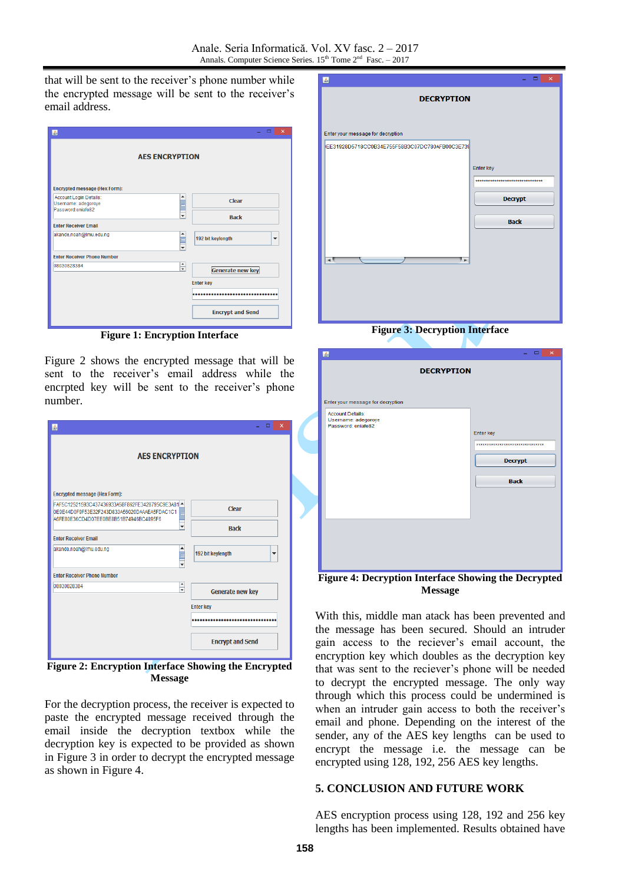that will be sent to the receiver's phone number while the encrypted message will be sent to the receiver's email address.

**Figure 1: Encryption Interface**

Figure 2 shows the encrypted message that will be sent to the receiver's email address while the encrpted key will be sent to the receiver's phone number.

**Figure 2: Encryption Interface Showing the Encrypted Message**

For the decryption process, the receiver is expected to paste the encrypted message received through the email inside the decryption textbox while the decryption key is expected to be provided as shown in Figure 3 in order to decrypt the encrypted message as shown in Figure 4.

**Figure 3: Decryption Interface**

**Figure 4: Decryption Interface Showing the Decrypted Message**

With this, middle man atack has been prevented and the message has been secured. Should an intruder gain access to the reciever's email account, the encryption key which doubles as the decryption key that was sent to the reciever's phone will be needed to decrypt the encrypted message. The only way through which this process could be undermined is when an intruder gain access to both the receiver's email and phone. Depending on the interest of the sender, any of the AES key lengths can be used to encrypt the message i.e. the message can be encrypted using 128, 192, 256 AES key lengths.

## 5. CONCLUSION AND FUTURE WORK

AES encryption process using 128, 192 and 256 key lengths has been implemented. Results obtained have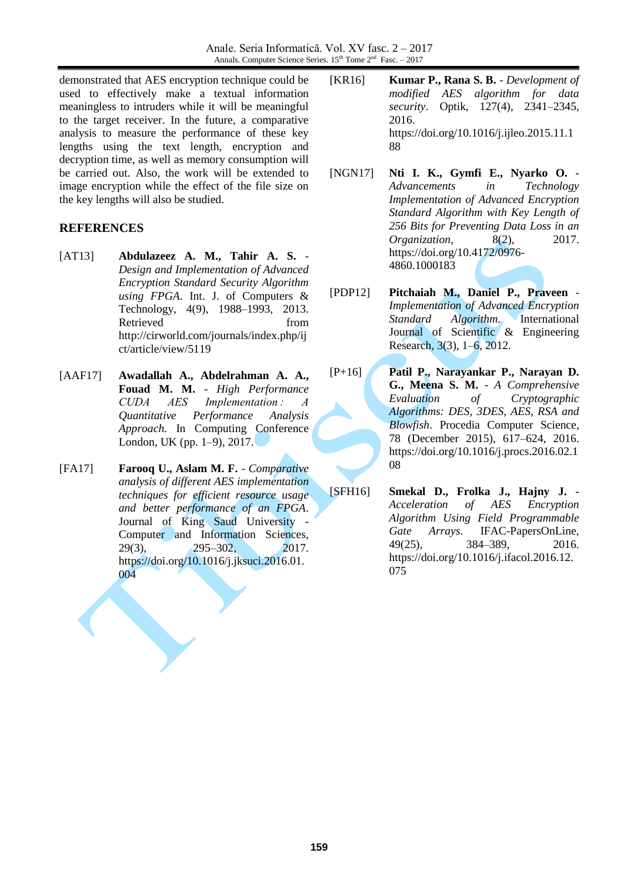demonstrated that AES encryption technique could be used to effectively make a textual information meaningless to intruders while it will be meaningful to the target receiver. In the future, a comparative analysis to measure the performance of these key lengths using the text length, encryption and decryption time, as well as memory consumption will be carried out. Also, the work will be extended to image encryption while the effect of the file size on the key lengths will also be studied.

## REFERENCES

[AT13] **Abdulazeez A. M., Tahir A. S.** - *Design and Implementation of Advanced Encryption Standard Security Algorithm using FPGA*. Int. J. of Computers & Technology, 4(9), 1988–1993, 2013. Retrieved from http://cirworld.com/journals/index.php/ijct/article/view/5119

[AAF17] **Awadallah A., Abdelrahman A. A., Fouad M. M.** - *High Performance CUDA AES Implementation : A Quantitative Performance Analysis Approach*. In Computing Conference London, UK (pp. 1–9), 2017.

[FA17] **Farooq U., Aslam M. F.** - *Comparative analysis of different AES implementation techniques for efficient resource usage and better performance of an FPGA*. Journal of King Saud University - Computer and Information Sciences, 29(3), 295–302, 2017. https://doi.org/10.1016/j.jksuci.2016.01.004

[KR16] **Kumar P., Rana S. B.** - *Development of modified AES algorithm for data security*. Optik, 127(4), 2341–2345, 2016. https://doi.org/10.1016/j.ijleo.2015.11.188

[NGN17] **Nti I. K., Gymfi E., Nyarko O.** - *Advancements in Technology Implementation of Advanced Encryption Standard Algorithm with Key Length of 256 Bits for Preventing Data Loss in an Organization*, 8(2), 2017. https://doi.org/10.4172/0976-4860.1000183

[PDP12] **Pitchaiah M., Daniel P., Praveen** - *Implementation of Advanced Encryption Standard Algorithm*. International Journal of Scientific & Engineering Research, 3(3), 1–6, 2012.

[P+16] **Patil P., Narayankar P., Narayan D. G., Meena S. M.** - *A Comprehensive Evaluation of Cryptographic Algorithms: DES, 3DES, AES, RSA and Blowfish*. Procedia Computer Science, 78 (December 2015), 617–624, 2016. https://doi.org/10.1016/j.procs.2016.02.108

[SFH16] **Smekal D., Frolka J., Hajny J.** - *Acceleration of AES Encryption Algorithm Using Field Programmable Gate Arrays*. IFAC-PapersOnLine, 49(25), 384–389, 2016. https://doi.org/10.1016/j.ifacol.2016.12.075